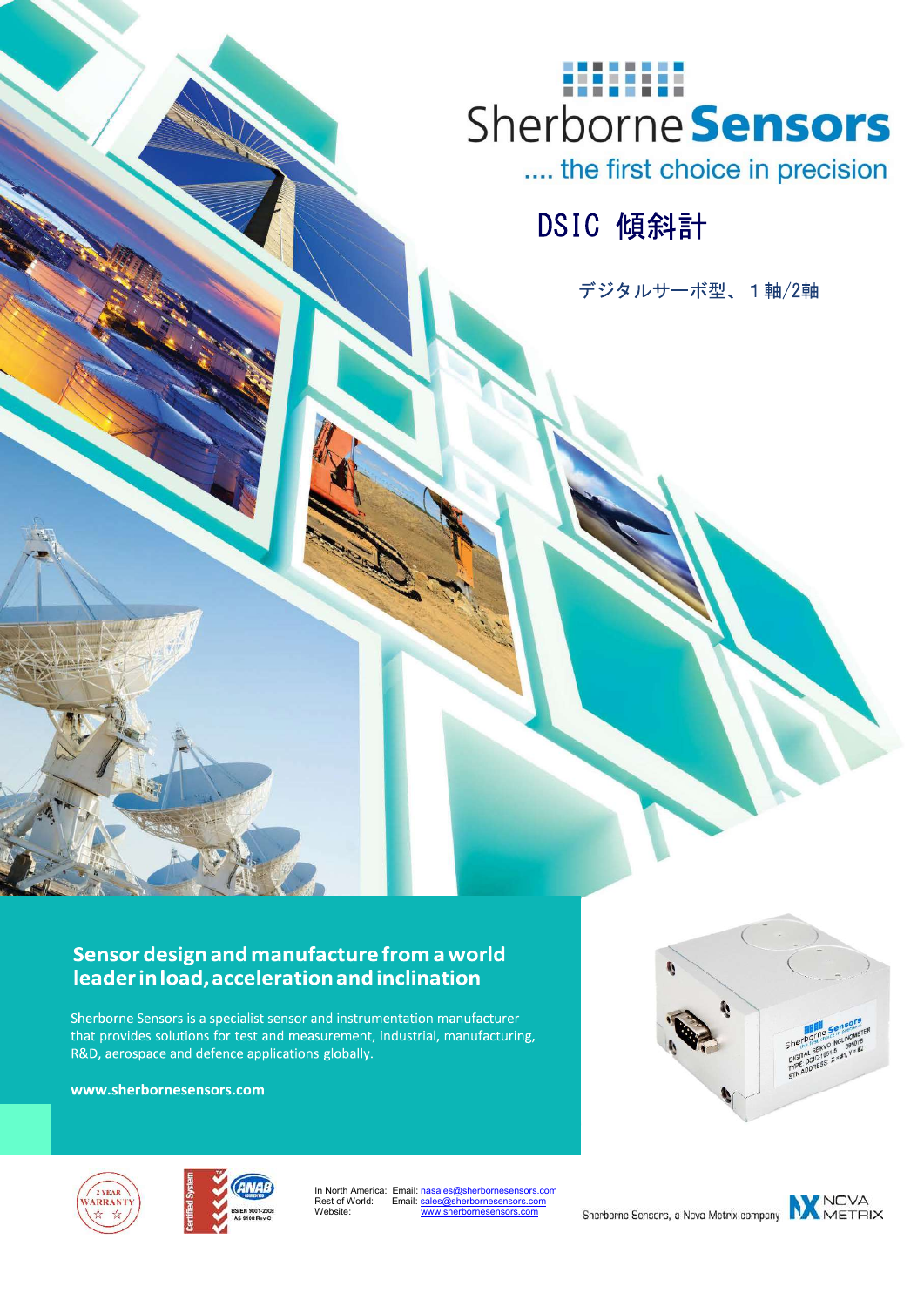# Sherborne Sensors

.... the first choice in precision

## DSIC 傾斜計

デジタルサーボ型、１軸/2軸

### Sensor design and manufacture from a world leader in load, acceleration and inclination

Sherborne Sensors is a specialist sensor and instrumentation manufacturer that provides solutions for test and measurement, industrial, manufacturing, R&D, aerospace and defence applications globally.

**www.sherbornesensors.com**

In North America: Email: nasales@sherbornesensors.com
Rest of World: Email: sales@sherbornesensors.com
Website: www.sherbornesensors.com

Sherborne Sensors, a Nova Metrix company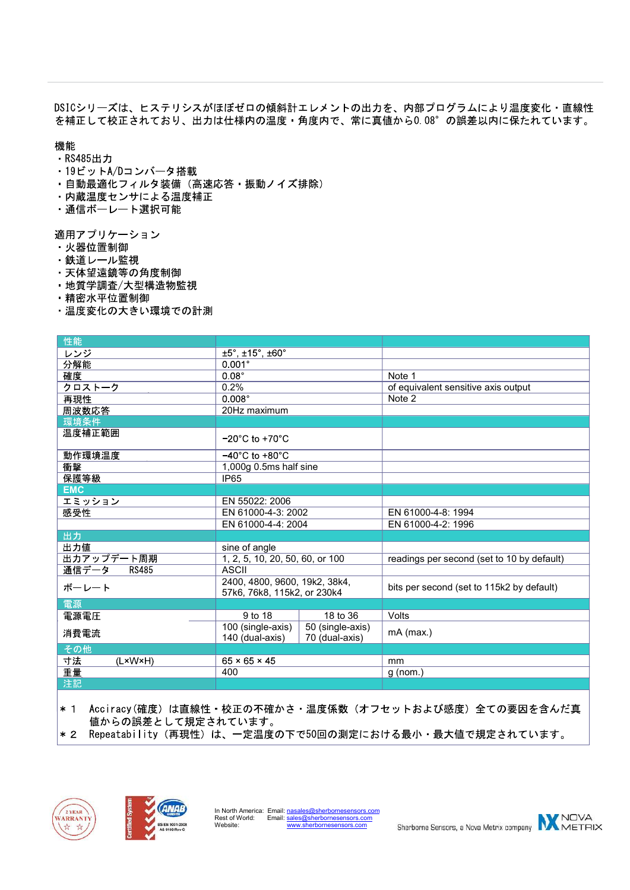DSICシリーズは、ヒステリシスがほぼゼロの傾斜計エレメントの出力を、内部プログラムにより温度変化・直線性を補正して校正されており、出力は仕様内の温度・角度内で、常に真値から0.08°の誤差以内に保たれています。

機能
- RS485出力
- 19ビットA/Dコンバータ搭載
- 自動最適化フィルタ装備（高速応答・振動ノイズ排除）
- 内蔵温度センサによる温度補正
- 通信ボーレート選択可能

適用アプリケーション
- 火器位置制御
- 鉄道レール監視
- 天体望遠鏡等の角度制御
- 地質学調査/大型構造物監視
- 精密水平位置制御
- 温度変化の大きい環境での計測

| 性能 | | | |
|---|---|---|---|
| レンジ | ±5°, ±15°, ±60° | | |
| 分解能 | 0.001° | | |
| 確度 | 0.08° | | Note 1 |
| クロストーク | 0.2% | | of equivalent sensitive axis output |
| 再現性 | 0.008° | | Note 2 |
| 周波数応答 | 20Hz maximum | | |
| **環境条件** | | | |
| 温度補正範囲 | −20°C to +70°C | | |
| 動作環境温度 | −40°C to +80°C | | |
| 衝撃 | 1,000g 0.5ms half sine | | |
| 保護等級 | IP65 | | |
| **EMC** | | | |
| エミッション | EN 55022: 2006 | | |
| 感受性 | EN 61000-4-3: 2002 | | EN 61000-4-8: 1994 |
| | EN 61000-4-4: 2004 | | EN 61000-4-2: 1996 |
| **出力** | | | |
| 出力値 | sine of angle | | |
| 出力アップデート周期 | 1, 2, 5, 10, 20, 50, 60, or 100 | | readings per second (set to 10 by default) |
| 通信データ　RS485 | ASCII | | |
| ボーレート | 2400, 4800, 9600, 19k2, 38k4, 57k6, 76k8, 115k2, or 230k4 | | bits per second (set to 115k2 by default) |
| **電源** | | | |
| 電源電圧 | 9 to 18 | 18 to 36 | Volts |
| 消費電流 | 100 (single-axis)<br>140 (dual-axis) | 50 (single-axis)<br>70 (dual-axis) | mA (max.) |
| **その他** | | | |
| 寸法　(L×W×H) | 65 × 65 × 45 | | mm |
| 重量 | 400 | | g (nom.) |
| **注記** | | | |

＊1　Acciracy(確度) は直線性・校正の不確かさ・温度係数（オフセットおよび感度）全ての要因を含んだ真値からの誤差として規定されています。

＊2　Repeatability（再現性）は、一定温度の下で50回の測定における最小・最大値で規定されています。

In North America: Email: nasales@sherbornesensors.com
Rest of World: Email: sales@sherbornesensors.com
Website: www.sherbornesensors.com

Sherborne Sensors, a Nova Metrix company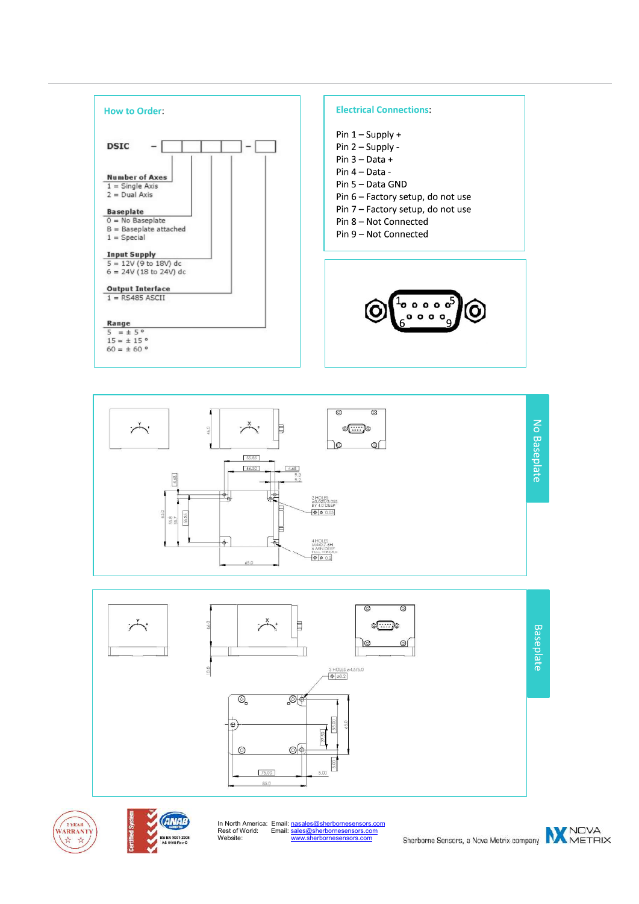## How to Order:

**DSIC** – [ ][ ][ ][ ] – [ ]

**Number of Axes**
- 1 = Single Axis
- 2 = Dual Axis

**Baseplate**
- 0 = No Baseplate
- B = Baseplate attached
- 1 = Special

**Input Supply**
- 5 = 12V (9 to 18V) dc
- 6 = 24V (18 to 24V) dc

**Output Interface**
- 1 = RS485 ASCII

**Range**
- 5 = ± 5 °
- 15 = ± 15 °
- 60 = ± 60 °

## Electrical Connections:

- Pin 1 – Supply +
- Pin 2 – Supply -
- Pin 3 – Data +
- Pin 4 – Data -
- Pin 5 – Data GND
- Pin 6 – Factory setup, do not use
- Pin 7 – Factory setup, do not use
- Pin 8 – Not Connected
- Pin 9 – Not Connected

## No Baseplate

2 HOLES ø3.020/3.055 BY 4.0 DEEP

4 HOLES M4x0.7-6H 6 MIN DEEP FULL THREAD

## Baseplate

3 HOLES ø4.5/5.0

In North America: Email: nasales@sherbornesensors.com
Rest of World: Email: sales@sherbornesensors.com
Website: www.sherbornesensors.com

Sherborne Sensors, a Nova Metrix company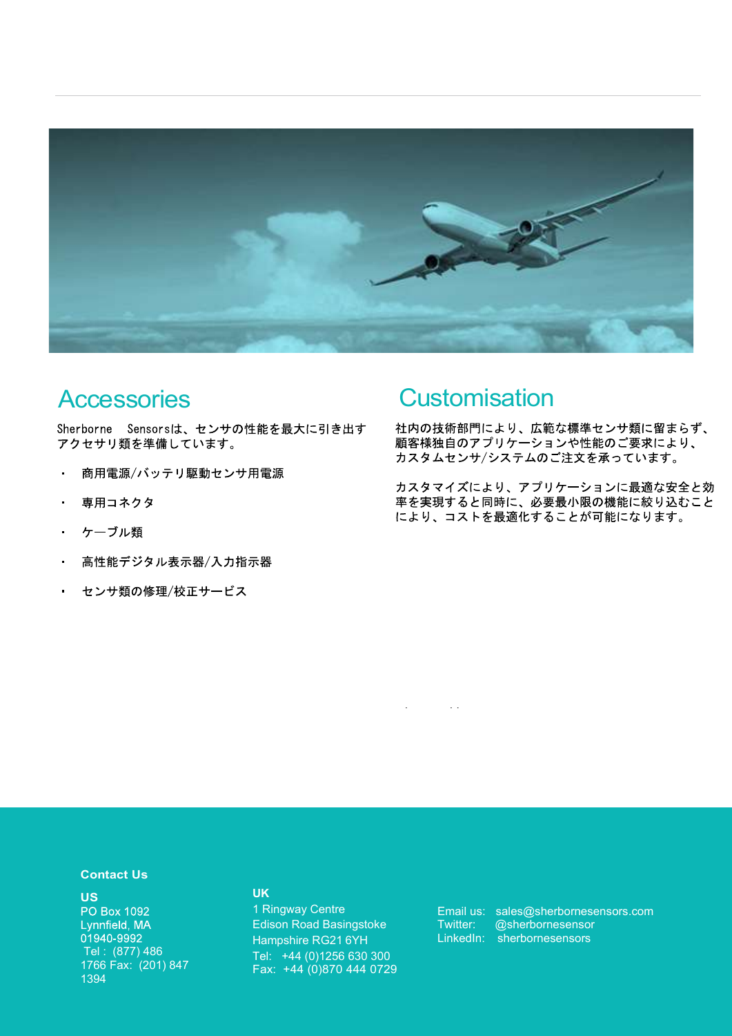## Accessories

Sherborne　Sensorsは、センサの性能を最大に引き出すアクセサリ類を準備しています。

- 商用電源/バッテリ駆動センサ用電源
- 専用コネクタ
- ケーブル類
- 高性能デジタル表示器/入力指示器
- センサ類の修理/校正サービス

## Customisation

社内の技術部門により、広範な標準センサ類に留まらず、顧客様独自のアプリケーションや性能のご要求により、カスタムセンサ/システムのご注文を承っています。

カスタマイズにより、アプリケーションに最適な安全と効率を実現すると同時に、必要最小限の機能に絞り込むことにより、コストを最適化することが可能になります。

**Contact Us**

**US**
PO Box 1092
Lynnfield, MA
01940-9992
Tel : (877) 486
1766 Fax: (201) 847
1394

**UK**
1 Ringway Centre
Edison Road Basingstoke
Hampshire RG21 6YH
Tel: +44 (0)1256 630 300
Fax: +44 (0)870 444 0729

Email us: sales@sherbornesensors.com
Twitter: @sherbornesensor
LinkedIn: sherbornesensors